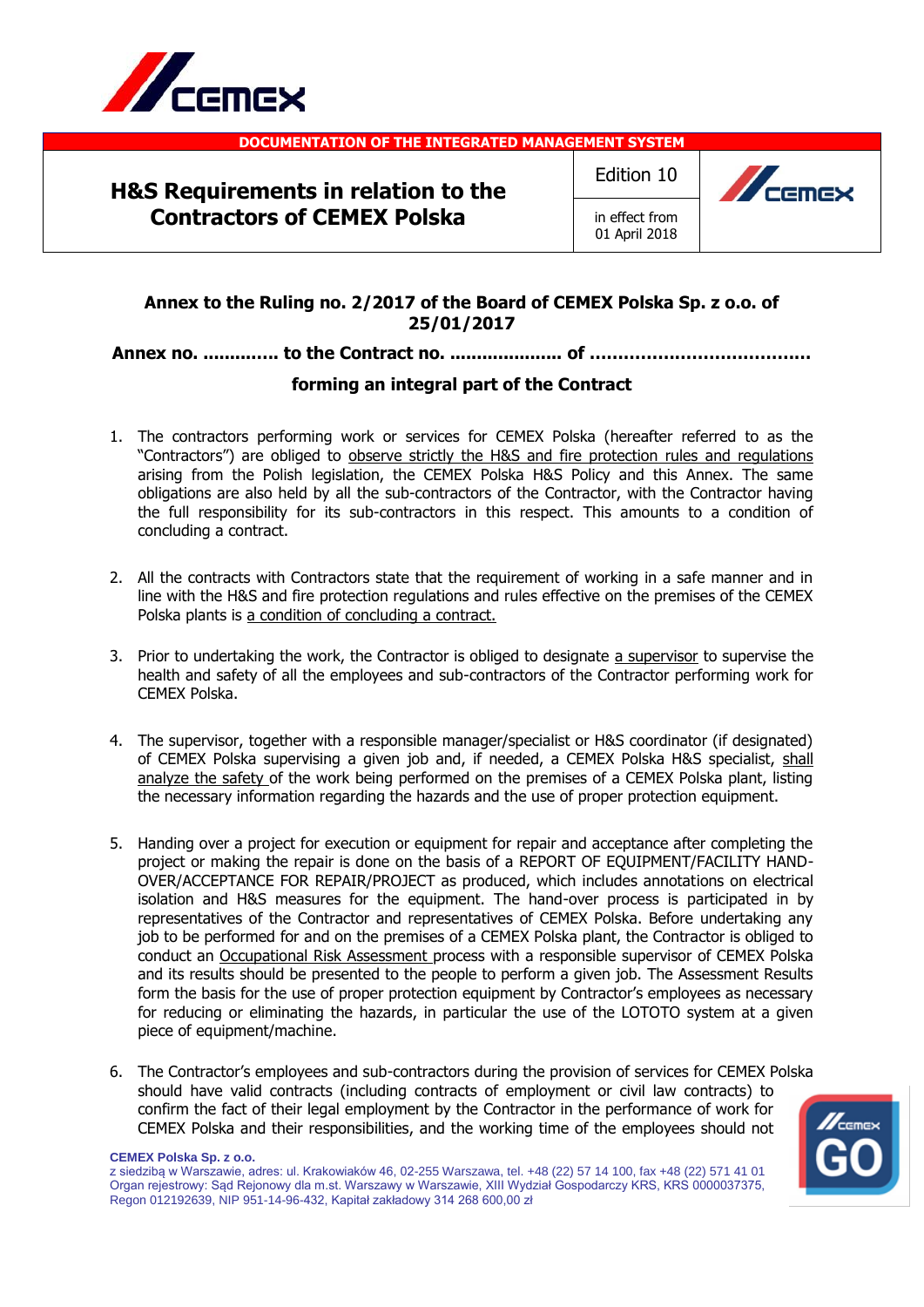DOCUMENTATION OF THE INTEGRATED MANAGEMENT SYSTEM

| H&S Requirements in relation to the Contractors of CEMEX Polska | Edition 10 |
|---|---|
| | in effect from 01 April 2018 |

### Annex to the Ruling no. 2/2017 of the Board of CEMEX Polska Sp. z o.o. of 25/01/2017

**Annex no. ............. to the Contract no. .................... of .....................................**

**forming an integral part of the Contract**

1. The contractors performing work or services for CEMEX Polska (hereafter referred to as the "Contractors") are obliged to observe strictly the H&S and fire protection rules and regulations arising from the Polish legislation, the CEMEX Polska H&S Policy and this Annex. The same obligations are also held by all the sub-contractors of the Contractor, with the Contractor having the full responsibility for its sub-contractors in this respect. This amounts to a condition of concluding a contract.

2. All the contracts with Contractors state that the requirement of working in a safe manner and in line with the H&S and fire protection regulations and rules effective on the premises of the CEMEX Polska plants is a condition of concluding a contract.

3. Prior to undertaking the work, the Contractor is obliged to designate a supervisor to supervise the health and safety of all the employees and sub-contractors of the Contractor performing work for CEMEX Polska.

4. The supervisor, together with a responsible manager/specialist or H&S coordinator (if designated) of CEMEX Polska supervising a given job and, if needed, a CEMEX Polska H&S specialist, shall analyze the safety of the work being performed on the premises of a CEMEX Polska plant, listing the necessary information regarding the hazards and the use of proper protection equipment.

5. Handing over a project for execution or equipment for repair and acceptance after completing the project or making the repair is done on the basis of a REPORT OF EQUIPMENT/FACILITY HAND-OVER/ACCEPTANCE FOR REPAIR/PROJECT as produced, which includes annotations on electrical isolation and H&S measures for the equipment. The hand-over process is participated in by representatives of the Contractor and representatives of CEMEX Polska. Before undertaking any job to be performed for and on the premises of a CEMEX Polska plant, the Contractor is obliged to conduct an Occupational Risk Assessment process with a responsible supervisor of CEMEX Polska and its results should be presented to the people to perform a given job. The Assessment Results form the basis for the use of proper protection equipment by Contractor's employees as necessary for reducing or eliminating the hazards, in particular the use of the LOTOTO system at a given piece of equipment/machine.

6. The Contractor's employees and sub-contractors during the provision of services for CEMEX Polska should have valid contracts (including contracts of employment or civil law contracts) to confirm the fact of their legal employment by the Contractor in the performance of work for CEMEX Polska and their responsibilities, and the working time of the employees should not

**CEMEX Polska Sp. z o.o.**
z siedzibą w Warszawie, adres: ul. Krakowiaków 46, 02-255 Warszawa, tel. +48 (22) 57 14 100, fax +48 (22) 571 41 01
Organ rejestrowy: Sąd Rejonowy dla m.st. Warszawy w Warszawie, XIII Wydział Gospodarczy KRS, KRS 0000037375, Regon 012192639, NIP 951-14-96-432, Kapitał zakładowy 314 268 600,00 zł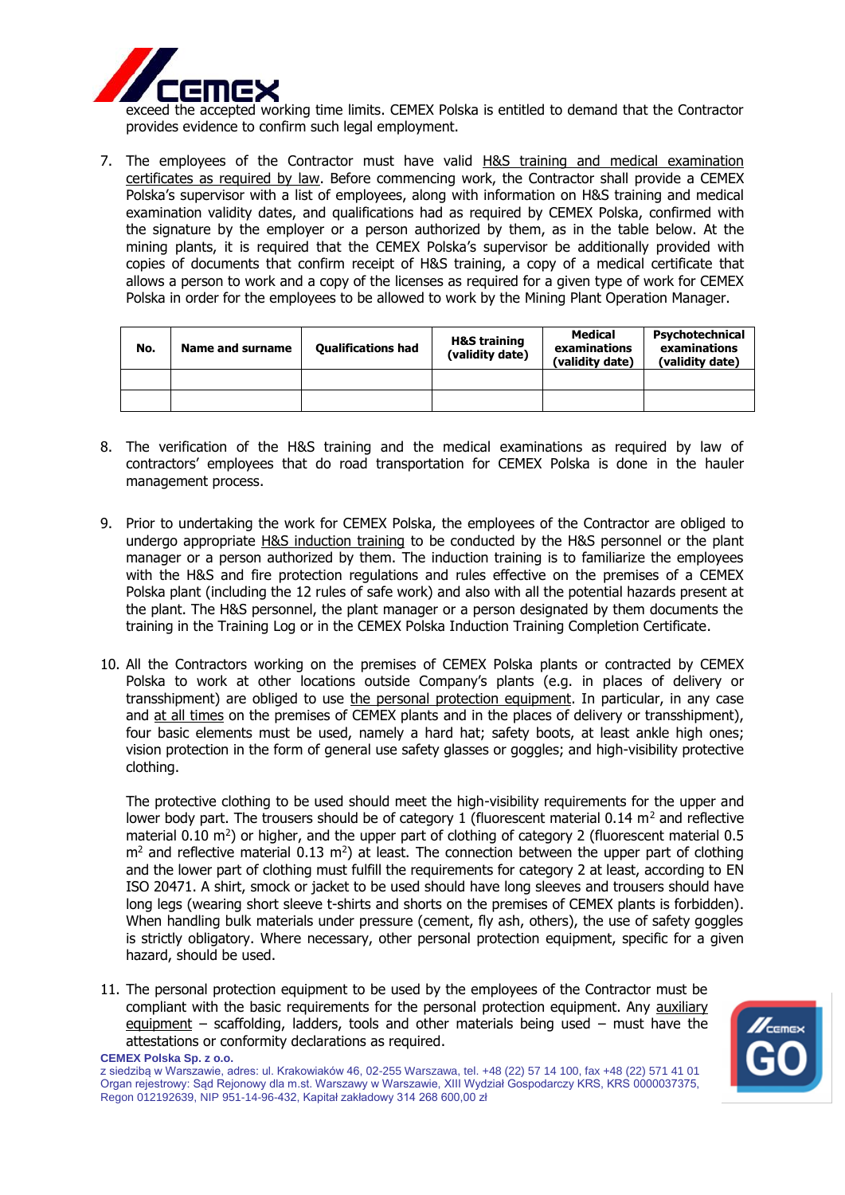exceed the accepted working time limits. CEMEX Polska is entitled to demand that the Contractor provides evidence to confirm such legal employment.

7. The employees of the Contractor must have valid H&S training and medical examination certificates as required by law. Before commencing work, the Contractor shall provide a CEMEX Polska's supervisor with a list of employees, along with information on H&S training and medical examination validity dates, and qualifications had as required by CEMEX Polska, confirmed with the signature by the employer or a person authorized by them, as in the table below. At the mining plants, it is required that the CEMEX Polska's supervisor be additionally provided with copies of documents that confirm receipt of H&S training, a copy of a medical certificate that allows a person to work and a copy of the licenses as required for a given type of work for CEMEX Polska in order for the employees to be allowed to work by the Mining Plant Operation Manager.

| No. | Name and surname | Qualifications had | H&S training (validity date) | Medical examinations (validity date) | Psychotechnical examinations (validity date) |
|---|---|---|---|---|---|
| | | | | | |
| | | | | | |

8. The verification of the H&S training and the medical examinations as required by law of contractors' employees that do road transportation for CEMEX Polska is done in the hauler management process.

9. Prior to undertaking the work for CEMEX Polska, the employees of the Contractor are obliged to undergo appropriate H&S induction training to be conducted by the H&S personnel or the plant manager or a person authorized by them. The induction training is to familiarize the employees with the H&S and fire protection regulations and rules effective on the premises of a CEMEX Polska plant (including the 12 rules of safe work) and also with all the potential hazards present at the plant. The H&S personnel, the plant manager or a person designated by them documents the training in the Training Log or in the CEMEX Polska Induction Training Completion Certificate.

10. All the Contractors working on the premises of CEMEX Polska plants or contracted by CEMEX Polska to work at other locations outside Company's plants (e.g. in places of delivery or transshipment) are obliged to use the personal protection equipment. In particular, in any case and at all times on the premises of CEMEX plants and in the places of delivery or transshipment), four basic elements must be used, namely a hard hat; safety boots, at least ankle high ones; vision protection in the form of general use safety glasses or goggles; and high-visibility protective clothing.

    The protective clothing to be used should meet the high-visibility requirements for the upper and lower body part. The trousers should be of category 1 (fluorescent material 0.14 $m^2$ and reflective material 0.10 $m^2$) or higher, and the upper part of clothing of category 2 (fluorescent material 0.5 $m^2$ and reflective material 0.13 $m^2$) at least. The connection between the upper part of clothing and the lower part of clothing must fulfill the requirements for category 2 at least, according to EN ISO 20471. A shirt, smock or jacket to be used should have long sleeves and trousers should have long legs (wearing short sleeve t-shirts and shorts on the premises of CEMEX plants is forbidden). When handling bulk materials under pressure (cement, fly ash, others), the use of safety goggles is strictly obligatory. Where necessary, other personal protection equipment, specific for a given hazard, should be used.

11. The personal protection equipment to be used by the employees of the Contractor must be compliant with the basic requirements for the personal protection equipment. Any auxiliary equipment – scaffolding, ladders, tools and other materials being used – must have the attestations or conformity declarations as required.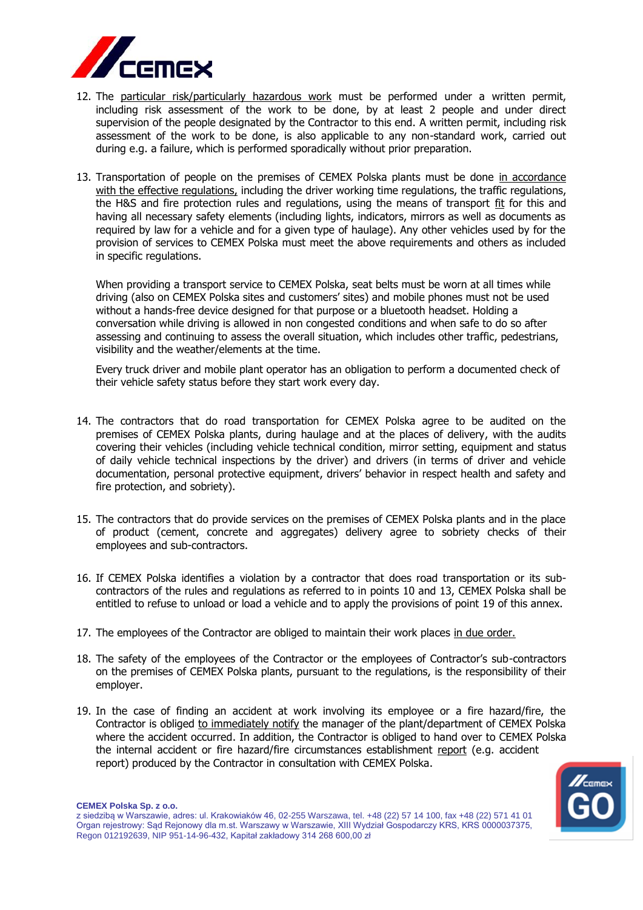12. The particular risk/particularly hazardous work must be performed under a written permit, including risk assessment of the work to be done, by at least 2 people and under direct supervision of the people designated by the Contractor to this end. A written permit, including risk assessment of the work to be done, is also applicable to any non-standard work, carried out during e.g. a failure, which is performed sporadically without prior preparation.

13. Transportation of people on the premises of CEMEX Polska plants must be done in accordance with the effective regulations, including the driver working time regulations, the traffic regulations, the H&S and fire protection rules and regulations, using the means of transport fit for this and having all necessary safety elements (including lights, indicators, mirrors as well as documents as required by law for a vehicle and for a given type of haulage). Any other vehicles used by for the provision of services to CEMEX Polska must meet the above requirements and others as included in specific regulations.

    When providing a transport service to CEMEX Polska, seat belts must be worn at all times while driving (also on CEMEX Polska sites and customers' sites) and mobile phones must not be used without a hands-free device designed for that purpose or a bluetooth headset. Holding a conversation while driving is allowed in non congested conditions and when safe to do so after assessing and continuing to assess the overall situation, which includes other traffic, pedestrians, visibility and the weather/elements at the time.

    Every truck driver and mobile plant operator has an obligation to perform a documented check of their vehicle safety status before they start work every day.

14. The contractors that do road transportation for CEMEX Polska agree to be audited on the premises of CEMEX Polska plants, during haulage and at the places of delivery, with the audits covering their vehicles (including vehicle technical condition, mirror setting, equipment and status of daily vehicle technical inspections by the driver) and drivers (in terms of driver and vehicle documentation, personal protective equipment, drivers' behavior in respect health and safety and fire protection, and sobriety).

15. The contractors that do provide services on the premises of CEMEX Polska plants and in the place of product (cement, concrete and aggregates) delivery agree to sobriety checks of their employees and sub-contractors.

16. If CEMEX Polska identifies a violation by a contractor that does road transportation or its sub-contractors of the rules and regulations as referred to in points 10 and 13, CEMEX Polska shall be entitled to refuse to unload or load a vehicle and to apply the provisions of point 19 of this annex.

17. The employees of the Contractor are obliged to maintain their work places in due order.

18. The safety of the employees of the Contractor or the employees of Contractor's sub-contractors on the premises of CEMEX Polska plants, pursuant to the regulations, is the responsibility of their employer.

19. In the case of finding an accident at work involving its employee or a fire hazard/fire, the Contractor is obliged to immediately notify the manager of the plant/department of CEMEX Polska where the accident occurred. In addition, the Contractor is obliged to hand over to CEMEX Polska the internal accident or fire hazard/fire circumstances establishment report (e.g. accident report) produced by the Contractor in consultation with CEMEX Polska.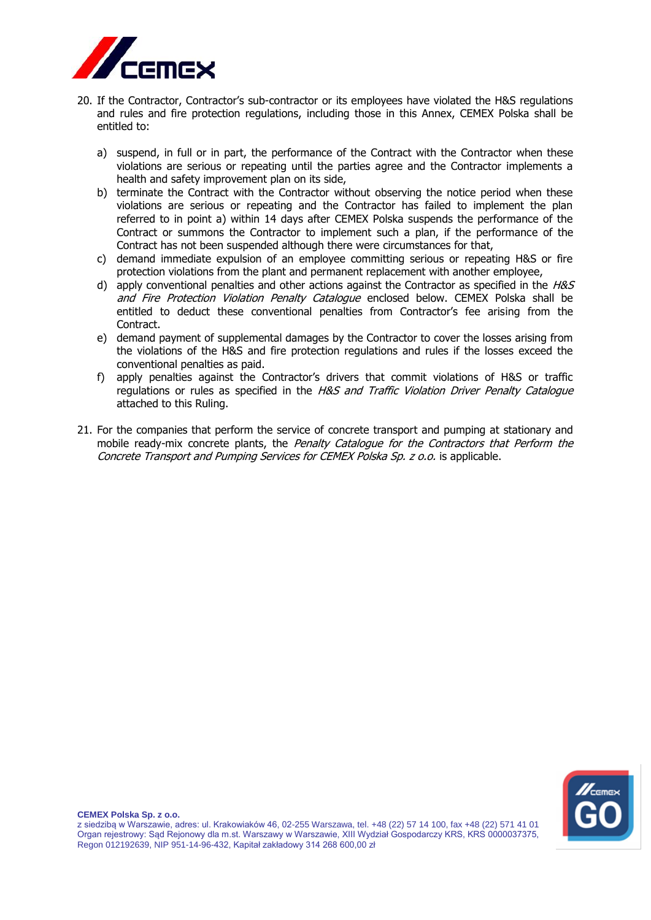20. If the Contractor, Contractor's sub-contractor or its employees have violated the H&S regulations and rules and fire protection regulations, including those in this Annex, CEMEX Polska shall be entitled to:

    a) suspend, in full or in part, the performance of the Contract with the Contractor when these violations are serious or repeating until the parties agree and the Contractor implements a health and safety improvement plan on its side,
    b) terminate the Contract with the Contractor without observing the notice period when these violations are serious or repeating and the Contractor has failed to implement the plan referred to in point a) within 14 days after CEMEX Polska suspends the performance of the Contract or summons the Contractor to implement such a plan, if the performance of the Contract has not been suspended although there were circumstances for that,
    c) demand immediate expulsion of an employee committing serious or repeating H&S or fire protection violations from the plant and permanent replacement with another employee,
    d) apply conventional penalties and other actions against the Contractor as specified in the *H&S and Fire Protection Violation Penalty Catalogue* enclosed below. CEMEX Polska shall be entitled to deduct these conventional penalties from Contractor's fee arising from the Contract.
    e) demand payment of supplemental damages by the Contractor to cover the losses arising from the violations of the H&S and fire protection regulations and rules if the losses exceed the conventional penalties as paid.
    f) apply penalties against the Contractor's drivers that commit violations of H&S or traffic regulations or rules as specified in the *H&S and Traffic Violation Driver Penalty Catalogue* attached to this Ruling.

21. For the companies that perform the service of concrete transport and pumping at stationary and mobile ready-mix concrete plants, the *Penalty Catalogue for the Contractors that Perform the Concrete Transport and Pumping Services for CEMEX Polska Sp. z o.o.* is applicable.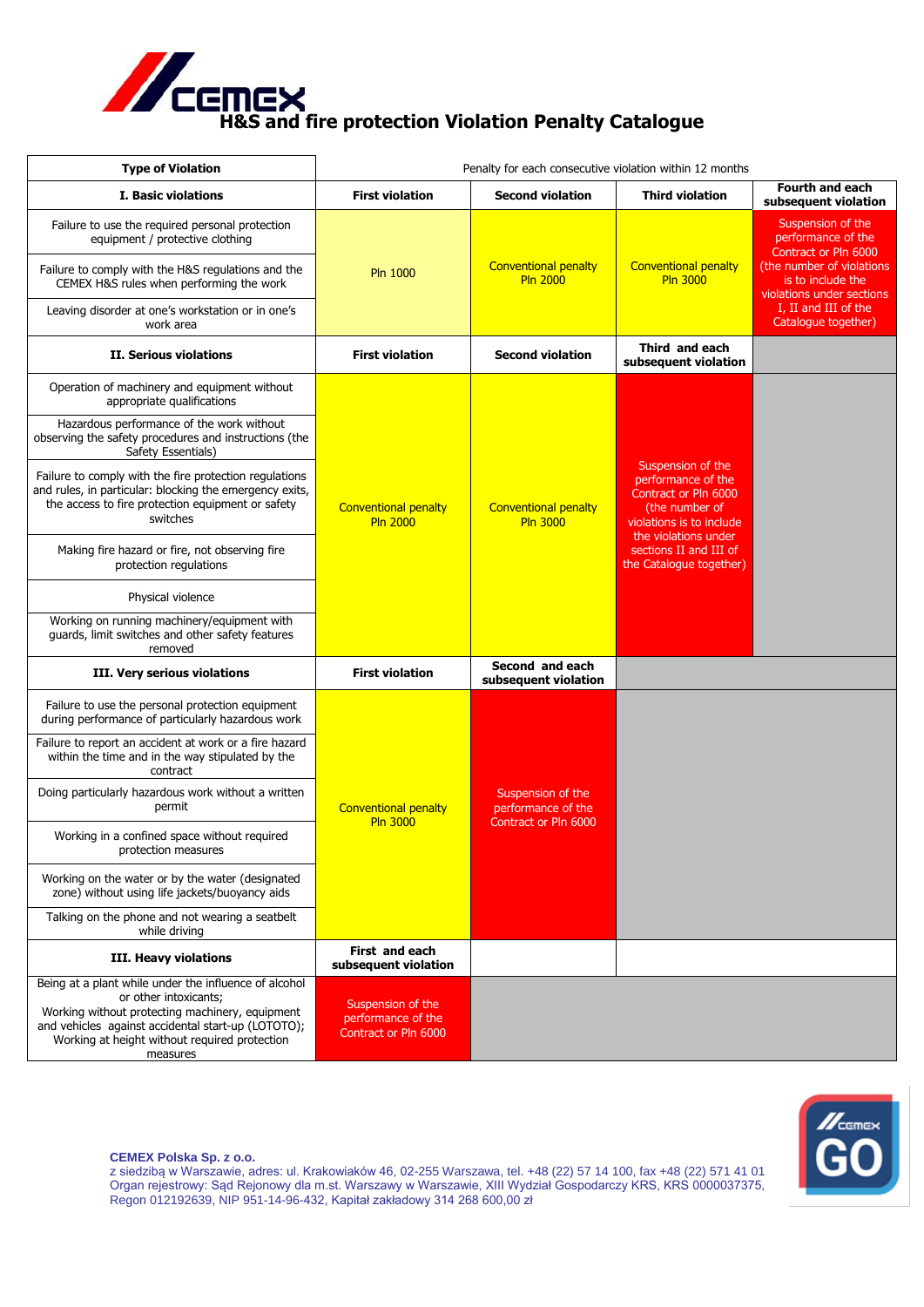# H&S and fire protection Violation Penalty Catalogue

| Type of Violation | Penalty for each consecutive violation within 12 months | | | |
|---|---|---|---|---|
| **I. Basic violations** | **First violation** | **Second violation** | **Third violation** | **Fourth and each subsequent violation** |
| Failure to use the required personal protection equipment / protective clothing | Pln 1000 | Conventional penalty Pln 2000 | Conventional penalty Pln 3000 | Suspension of the performance of the Contract or Pln 6000 (the number of violations is to include the violations under sections I, II and III of the Catalogue together) |
| Failure to comply with the H&S regulations and the CEMEX H&S rules when performing the work | | | | |
| Leaving disorder at one's workstation or in one's work area | | | | |
| **II. Serious violations** | **First violation** | **Second violation** | **Third and each subsequent violation** | |
| Operation of machinery and equipment without appropriate qualifications | Conventional penalty Pln 2000 | Conventional penalty Pln 3000 | Suspension of the performance of the Contract or Pln 6000 (the number of violations is to include the violations under sections II and III of the Catalogue together) | |
| Hazardous performance of the work without observing the safety procedures and instructions (the Safety Essentials) | | | | |
| Failure to comply with the fire protection regulations and rules, in particular: blocking the emergency exits, the access to fire protection equipment or safety switches | | | | |
| Making fire hazard or fire, not observing fire protection regulations | | | | |
| Physical violence | | | | |
| Working on running machinery/equipment with guards, limit switches and other safety features removed | | | | |
| **III. Very serious violations** | **First violation** | **Second and each subsequent violation** | | |
| Failure to use the personal protection equipment during performance of particularly hazardous work | Conventional penalty Pln 3000 | Suspension of the performance of the Contract or Pln 6000 | | |
| Failure to report an accident at work or a fire hazard within the time and in the way stipulated by the contract | | | | |
| Doing particularly hazardous work without a written permit | | | | |
| Working in a confined space without required protection measures | | | | |
| Working on the water or by the water (designated zone) without using life jackets/buoyancy aids | | | | |
| Talking on the phone and not wearing a seatbelt while driving | | | | |
| **III. Heavy violations** | **First and each subsequent violation** | | | |
| Being at a plant while under the influence of alcohol or other intoxicants;<br>Working without protecting machinery, equipment and vehicles against accidental start-up (LOTOTO);<br>Working at height without required protection measures | Suspension of the performance of the Contract or Pln 6000 | | | |

**CEMEX Polska Sp. z o.o.**
z siedzibą w Warszawie, adres: ul. Krakowiaków 46, 02-255 Warszawa, tel. +48 (22) 57 14 100, fax +48 (22) 571 41 01
Organ rejestrowy: Sąd Rejonowy dla m.st. Warszawy w Warszawie, XIII Wydział Gospodarczy KRS, KRS 0000037375,
Regon 012192639, NIP 951-14-96-432, Kapitał zakładowy 314 268 600,00 zł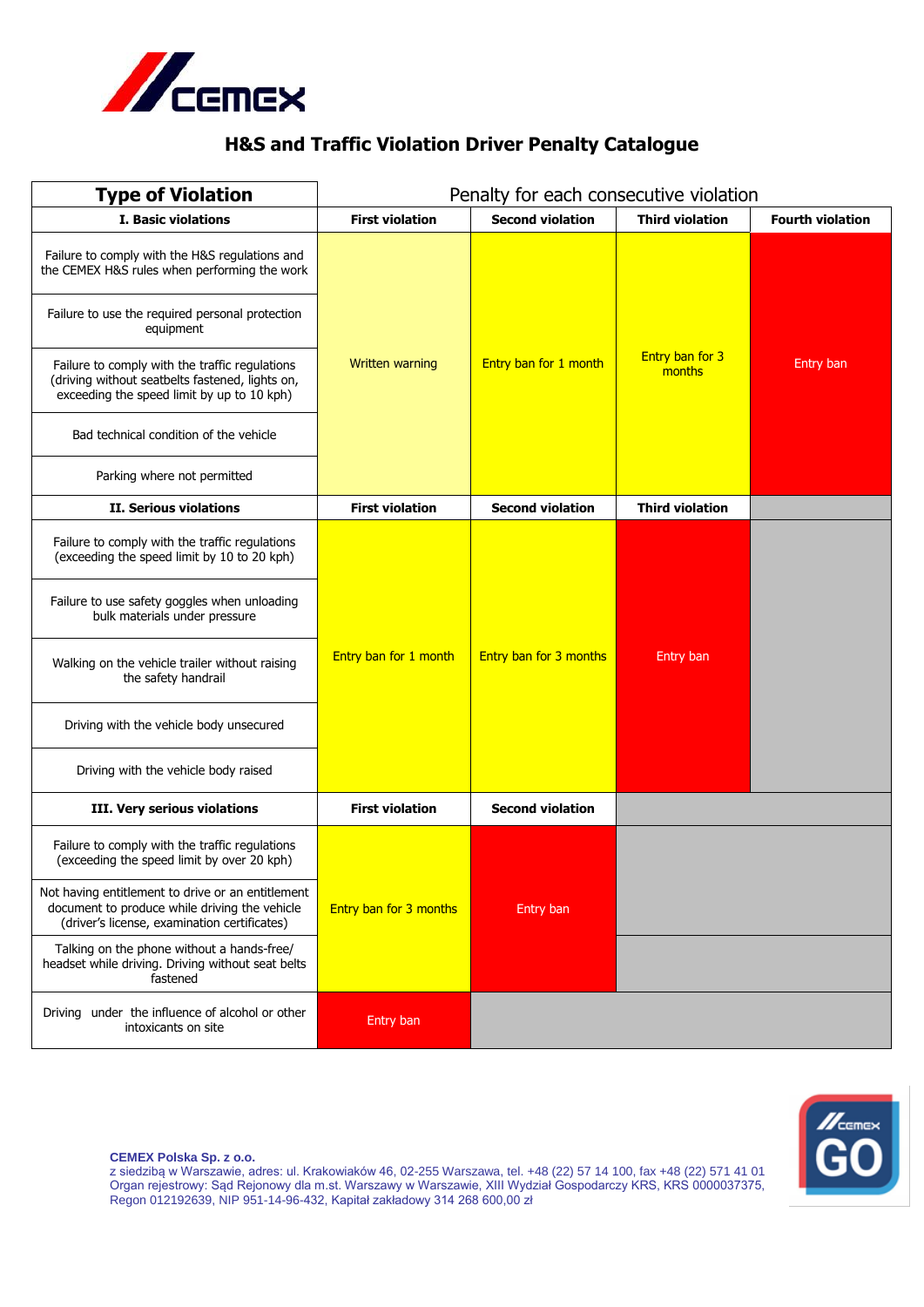# H&S and Traffic Violation Driver Penalty Catalogue

| Type of Violation | Penalty for each consecutive violation | | | |
|---|---|---|---|---|
| **I. Basic violations** | **First violation** | **Second violation** | **Third violation** | **Fourth violation** |
| Failure to comply with the H&S regulations and the CEMEX H&S rules when performing the work | Written warning | Entry ban for 1 month | Entry ban for 3 months | Entry ban |
| Failure to use the required personal protection equipment | Written warning | Entry ban for 1 month | Entry ban for 3 months | Entry ban |
| Failure to comply with the traffic regulations (driving without seatbelts fastened, lights on, exceeding the speed limit by up to 10 kph) | Written warning | Entry ban for 1 month | Entry ban for 3 months | Entry ban |
| Bad technical condition of the vehicle | Written warning | Entry ban for 1 month | Entry ban for 3 months | Entry ban |
| Parking where not permitted | Written warning | Entry ban for 1 month | Entry ban for 3 months | Entry ban |
| **II. Serious violations** | **First violation** | **Second violation** | **Third violation** | |
| Failure to comply with the traffic regulations (exceeding the speed limit by 10 to 20 kph) | Entry ban for 1 month | Entry ban for 3 months | Entry ban | |
| Failure to use safety goggles when unloading bulk materials under pressure | Entry ban for 1 month | Entry ban for 3 months | Entry ban | |
| Walking on the vehicle trailer without raising the safety handrail | Entry ban for 1 month | Entry ban for 3 months | Entry ban | |
| Driving with the vehicle body unsecured | Entry ban for 1 month | Entry ban for 3 months | Entry ban | |
| Driving with the vehicle body raised | Entry ban for 1 month | Entry ban for 3 months | Entry ban | |
| **III. Very serious violations** | **First violation** | **Second violation** | | |
| Failure to comply with the traffic regulations (exceeding the speed limit by over 20 kph) | Entry ban for 3 months | Entry ban | | |
| Not having entitlement to drive or an entitlement document to produce while driving the vehicle (driver's license, examination certificates) | Entry ban for 3 months | Entry ban | | |
| Talking on the phone without a hands-free/ headset while driving. Driving without seat belts fastened | Entry ban for 3 months | Entry ban | | |
| Driving under the influence of alcohol or other intoxicants on site | Entry ban | | | |

**CEMEX Polska Sp. z o.o.**
z siedzibą w Warszawie, adres: ul. Krakowiaków 46, 02-255 Warszawa, tel. +48 (22) 57 14 100, fax +48 (22) 571 41 01
Organ rejestrowy: Sąd Rejonowy dla m.st. Warszawy w Warszawie, XIII Wydział Gospodarczy KRS, KRS 0000037375,
Regon 012192639, NIP 951-14-96-432, Kapitał zakładowy 314 268 600,00 zł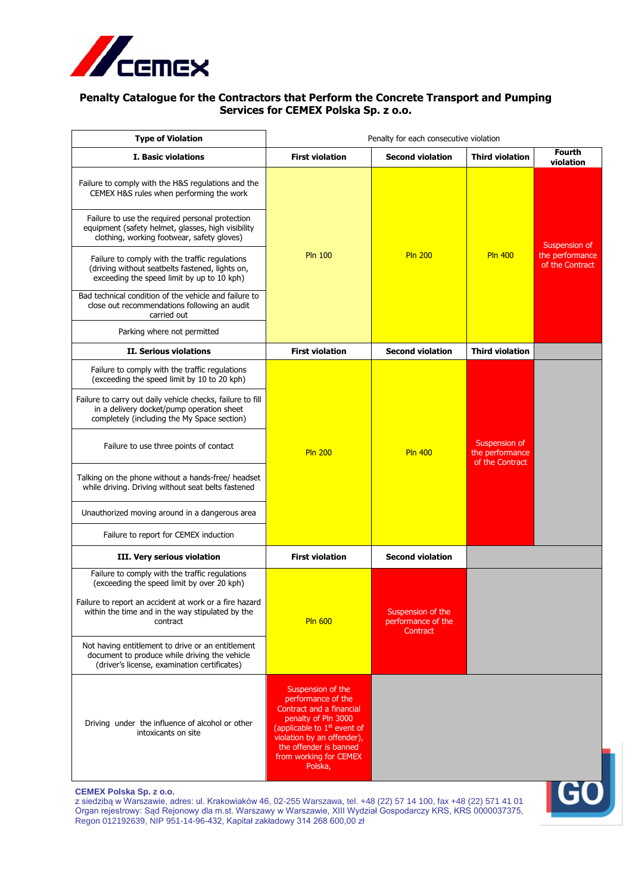# Penalty Catalogue for the Contractors that Perform the Concrete Transport and Pumping Services for CEMEX Polska Sp. z o.o.

| Type of Violation | Penalty for each consecutive violation | | | |
|---|---|---|---|---|
| **I. Basic violations** | **First violation** | **Second violation** | **Third violation** | **Fourth violation** |
| Failure to comply with the H&S regulations and the CEMEX H&S rules when performing the work | Pln 100 | Pln 200 | Pln 400 | Suspension of the performance of the Contract |
| Failure to use the required personal protection equipment (safety helmet, glasses, high visibility clothing, working footwear, safety gloves) | | | | |
| Failure to comply with the traffic regulations (driving without seatbelts fastened, lights on, exceeding the speed limit by up to 10 kph) | | | | |
| Bad technical condition of the vehicle and failure to close out recommendations following an audit carried out | | | | |
| Parking where not permitted | | | | |
| **II. Serious violations** | **First violation** | **Second violation** | **Third violation** | |
| Failure to comply with the traffic regulations (exceeding the speed limit by 10 to 20 kph) | Pln 200 | Pln 400 | Suspension of the performance of the Contract | |
| Failure to carry out daily vehicle checks, failure to fill in a delivery docket/pump operation sheet completely (including the My Space section) | | | | |
| Failure to use three points of contact | | | | |
| Talking on the phone without a hands-free/ headset while driving. Driving without seat belts fastened | | | | |
| Unauthorized moving around in a dangerous area | | | | |
| Failure to report for CEMEX induction | | | | |
| **III. Very serious violation** | **First violation** | **Second violation** | | |
| Failure to comply with the traffic regulations (exceeding the speed limit by over 20 kph) | Pln 600 | Suspension of the performance of the Contract | | |
| Failure to report an accident at work or a fire hazard within the time and in the way stipulated by the contract | | | | |
| Not having entitlement to drive or an entitlement document to produce while driving the vehicle (driver's license, examination certificates) | | | | |
| Driving under the influence of alcohol or other intoxicants on site | Suspension of the performance of the Contract and a financial penalty of Pln 3000 (applicable to 1st event of violation by an offender), the offender is banned from working for CEMEX Polska, | | | |

**CEMEX Polska Sp. z o.o.**
z siedzibą w Warszawie, adres: ul. Krakowiaków 46, 02-255 Warszawa, tel. +48 (22) 57 14 100, fax +48 (22) 571 41 01
Organ rejestrowy: Sąd Rejonowy dla m.st. Warszawy w Warszawie, XIII Wydział Gospodarczy KRS, KRS 0000037375, Regon 012192639, NIP 951-14-96-432, Kapitał zakładowy 314 268 600,00 zł